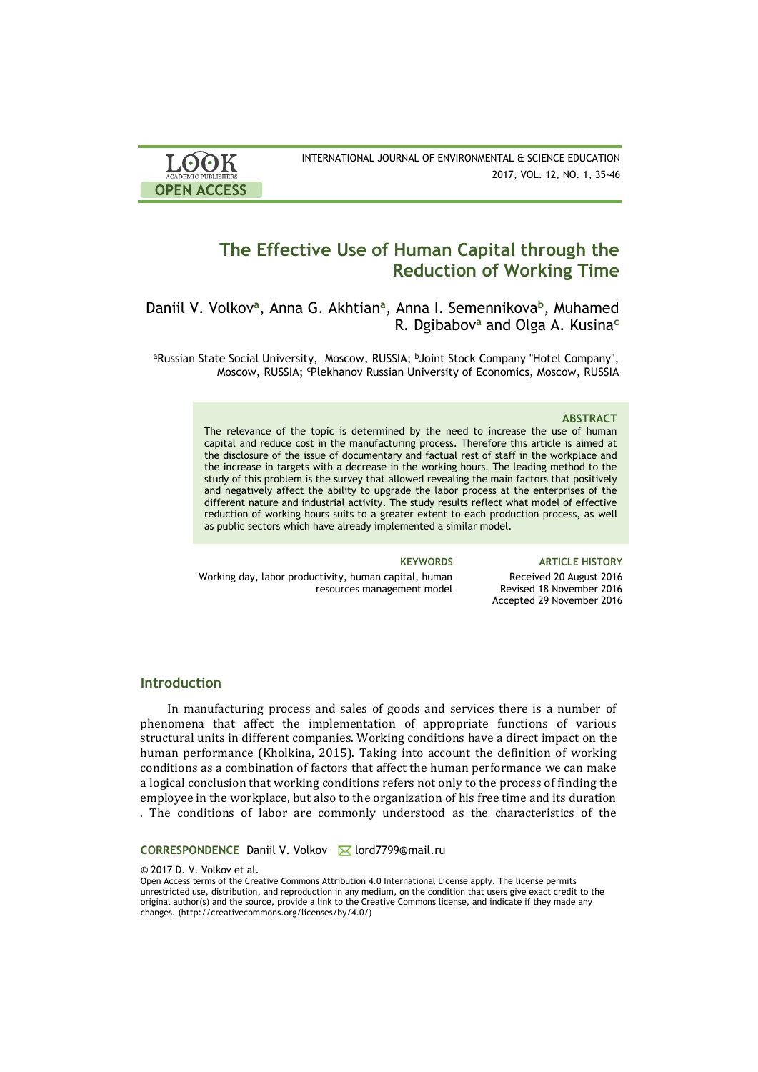# The Effective Use of Human Capital through the Reduction of Working Time

Daniil V. Volkov[a], Anna G. Akhtian[a], Anna I. Semennikova[b], Muhamed R. Dgibabov[a] and Olga A. Kusina[c]

[a]Russian State Social University, Moscow, RUSSIA; [b]Joint Stock Company "Hotel Company", Moscow, RUSSIA; [c]Plekhanov Russian University of Economics, Moscow, RUSSIA

### ABSTRACT

The relevance of the topic is determined by the need to increase the use of human capital and reduce cost in the manufacturing process. Therefore this article is aimed at the disclosure of the issue of documentary and factual rest of staff in the workplace and the increase in targets with a decrease in the working hours. The leading method to the study of this problem is the survey that allowed revealing the main factors that positively and negatively affect the ability to upgrade the labor process at the enterprises of the different nature and industrial activity. The study results reflect what model of effective reduction of working hours suits to a greater extent to each production process, as well as public sectors which have already implemented a similar model.

**KEYWORDS**

Working day, labor productivity, human capital, human resources management model

**ARTICLE HISTORY**

Received 20 August 2016
Revised 18 November 2016
Accepted 29 November 2016

## Introduction

In manufacturing process and sales of goods and services there is a number of phenomena that affect the implementation of appropriate functions of various structural units in different companies. Working conditions have a direct impact on the human performance (Kholkina, 2015). Taking into account the definition of working conditions as a combination of factors that affect the human performance we can make a logical conclusion that working conditions refers not only to the process of finding the employee in the workplace, but also to the organization of his free time and its duration . The conditions of labor are commonly understood as the characteristics of the

**CORRESPONDENCE** Daniil V. Volkov ✉ lord7799@mail.ru

© 2017 D. V. Volkov et al.
Open Access terms of the Creative Commons Attribution 4.0 International License apply. The license permits unrestricted use, distribution, and reproduction in any medium, on the condition that users give exact credit to the original author(s) and the source, provide a link to the Creative Commons license, and indicate if they made any changes. (http://creativecommons.org/licenses/by/4.0/)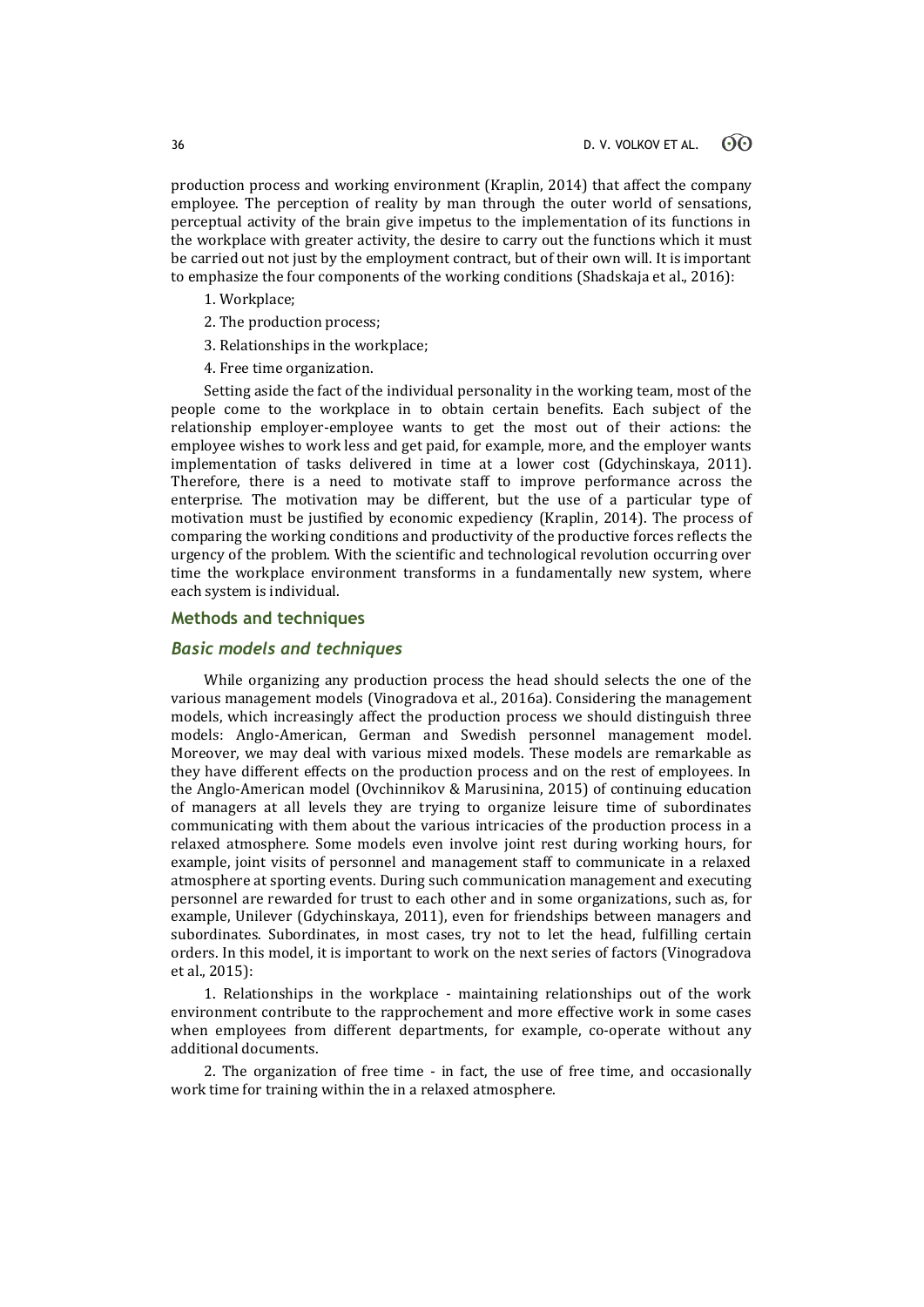production process and working environment (Kraplin, 2014) that affect the company employee. The perception of reality by man through the outer world of sensations, perceptual activity of the brain give impetus to the implementation of its functions in the workplace with greater activity, the desire to carry out the functions which it must be carried out not just by the employment contract, but of their own will. It is important to emphasize the four components of the working conditions (Shadskaja et al., 2016):

1. Workplace;
2. The production process;
3. Relationships in the workplace;
4. Free time organization.

Setting aside the fact of the individual personality in the working team, most of the people come to the workplace in to obtain certain benefits. Each subject of the relationship employer-employee wants to get the most out of their actions: the employee wishes to work less and get paid, for example, more, and the employer wants implementation of tasks delivered in time at a lower cost (Gdychinskaya, 2011). Therefore, there is a need to motivate staff to improve performance across the enterprise. The motivation may be different, but the use of a particular type of motivation must be justified by economic expediency (Kraplin, 2014). The process of comparing the working conditions and productivity of the productive forces reflects the urgency of the problem. With the scientific and technological revolution occurring over time the workplace environment transforms in a fundamentally new system, where each system is individual.

## Methods and techniques

### *Basic models and techniques*

While organizing any production process the head should selects the one of the various management models (Vinogradova et al., 2016a). Considering the management models, which increasingly affect the production process we should distinguish three models: Anglo-American, German and Swedish personnel management model. Moreover, we may deal with various mixed models. These models are remarkable as they have different effects on the production process and on the rest of employees. In the Anglo-American model (Ovchinnikov & Marusinina, 2015) of continuing education of managers at all levels they are trying to organize leisure time of subordinates communicating with them about the various intricacies of the production process in a relaxed atmosphere. Some models even involve joint rest during working hours, for example, joint visits of personnel and management staff to communicate in a relaxed atmosphere at sporting events. During such communication management and executing personnel are rewarded for trust to each other and in some organizations, such as, for example, Unilever (Gdychinskaya, 2011), even for friendships between managers and subordinates. Subordinates, in most cases, try not to let the head, fulfilling certain orders. In this model, it is important to work on the next series of factors (Vinogradova et al., 2015):

1. Relationships in the workplace - maintaining relationships out of the work environment contribute to the rapprochement and more effective work in some cases when employees from different departments, for example, co-operate without any additional documents.

2. The organization of free time - in fact, the use of free time, and occasionally work time for training within the in a relaxed atmosphere.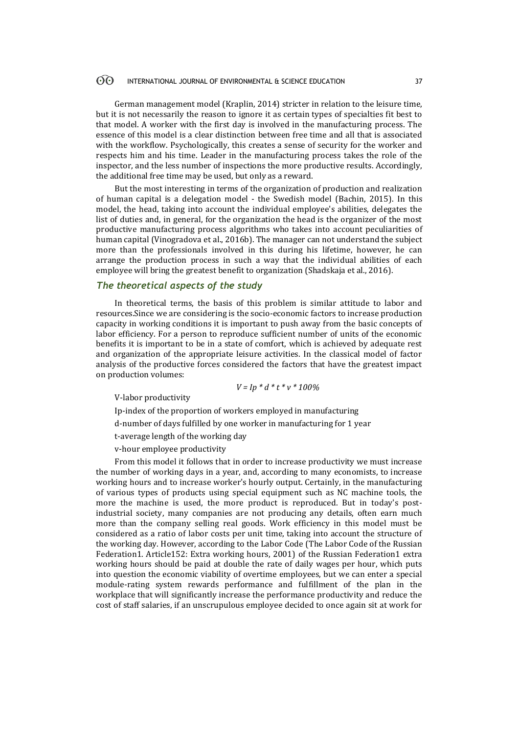German management model (Kraplin, 2014) stricter in relation to the leisure time, but it is not necessarily the reason to ignore it as certain types of specialties fit best to that model. A worker with the first day is involved in the manufacturing process. The essence of this model is a clear distinction between free time and all that is associated with the workflow. Psychologically, this creates a sense of security for the worker and respects him and his time. Leader in the manufacturing process takes the role of the inspector, and the less number of inspections the more productive results. Accordingly, the additional free time may be used, but only as a reward.

But the most interesting in terms of the organization of production and realization of human capital is a delegation model - the Swedish model (Bachin, 2015). In this model, the head, taking into account the individual employee's abilities, delegates the list of duties and, in general, for the organization the head is the organizer of the most productive manufacturing process algorithms who takes into account peculiarities of human capital (Vinogradova et al., 2016b). The manager can not understand the subject more than the professionals involved in this during his lifetime, however, he can arrange the production process in such a way that the individual abilities of each employee will bring the greatest benefit to organization (Shadskaja et al., 2016).

## *The theoretical aspects of the study*

In theoretical terms, the basis of this problem is similar attitude to labor and resources.Since we are considering is the socio-economic factors to increase production capacity in working conditions it is important to push away from the basic concepts of labor efficiency. For a person to reproduce sufficient number of units of the economic benefits it is important to be in a state of comfort, which is achieved by adequate rest and organization of the appropriate leisure activities. In the classical model of factor analysis of the productive forces considered the factors that have the greatest impact on production volumes:

$$V = Ip * d * t * v * 100\%$$

V-labor productivity

Ip-index of the proportion of workers employed in manufacturing

d-number of days fulfilled by one worker in manufacturing for 1 year

t-average length of the working day

v-hour employee productivity

From this model it follows that in order to increase productivity we must increase the number of working days in a year, and, according to many economists, to increase working hours and to increase worker's hourly output. Certainly, in the manufacturing of various types of products using special equipment such as NC machine tools, the more the machine is used, the more product is reproduced. But in today's post-industrial society, many companies are not producing any details, often earn much more than the company selling real goods. Work efficiency in this model must be considered as a ratio of labor costs per unit time, taking into account the structure of the working day. However, according to the Labor Code (The Labor Code of the Russian Federation1. Article152: Extra working hours, 2001) of the Russian Federation1 extra working hours should be paid at double the rate of daily wages per hour, which puts into question the economic viability of overtime employees, but we can enter a special module-rating system rewards performance and fulfillment of the plan in the workplace that will significantly increase the performance productivity and reduce the cost of staff salaries, if an unscrupulous employee decided to once again sit at work for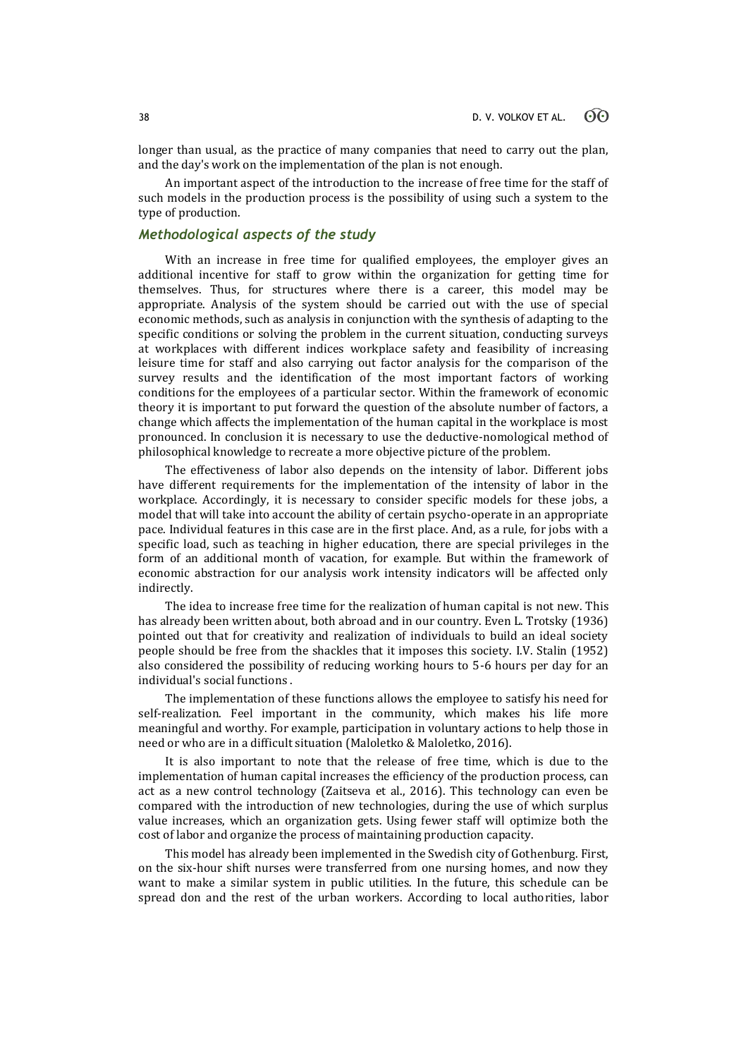longer than usual, as the practice of many companies that need to carry out the plan, and the day's work on the implementation of the plan is not enough.

An important aspect of the introduction to the increase of free time for the staff of such models in the production process is the possibility of using such a system to the type of production.

## *Methodological aspects of the study*

With an increase in free time for qualified employees, the employer gives an additional incentive for staff to grow within the organization for getting time for themselves. Thus, for structures where there is a career, this model may be appropriate. Analysis of the system should be carried out with the use of special economic methods, such as analysis in conjunction with the synthesis of adapting to the specific conditions or solving the problem in the current situation, conducting surveys at workplaces with different indices workplace safety and feasibility of increasing leisure time for staff and also carrying out factor analysis for the comparison of the survey results and the identification of the most important factors of working conditions for the employees of a particular sector. Within the framework of economic theory it is important to put forward the question of the absolute number of factors, a change which affects the implementation of the human capital in the workplace is most pronounced. In conclusion it is necessary to use the deductive-nomological method of philosophical knowledge to recreate a more objective picture of the problem.

The effectiveness of labor also depends on the intensity of labor. Different jobs have different requirements for the implementation of the intensity of labor in the workplace. Accordingly, it is necessary to consider specific models for these jobs, a model that will take into account the ability of certain psycho-operate in an appropriate pace. Individual features in this case are in the first place. And, as a rule, for jobs with a specific load, such as teaching in higher education, there are special privileges in the form of an additional month of vacation, for example. But within the framework of economic abstraction for our analysis work intensity indicators will be affected only indirectly.

The idea to increase free time for the realization of human capital is not new. This has already been written about, both abroad and in our country. Even L. Trotsky (1936) pointed out that for creativity and realization of individuals to build an ideal society people should be free from the shackles that it imposes this society. I.V. Stalin (1952) also considered the possibility of reducing working hours to 5-6 hours per day for an individual's social functions .

The implementation of these functions allows the employee to satisfy his need for self-realization. Feel important in the community, which makes his life more meaningful and worthy. For example, participation in voluntary actions to help those in need or who are in a difficult situation (Maloletko & Maloletko, 2016).

It is also important to note that the release of free time, which is due to the implementation of human capital increases the efficiency of the production process, can act as a new control technology (Zaitseva et al., 2016). This technology can even be compared with the introduction of new technologies, during the use of which surplus value increases, which an organization gets. Using fewer staff will optimize both the cost of labor and organize the process of maintaining production capacity.

This model has already been implemented in the Swedish city of Gothenburg. First, on the six-hour shift nurses were transferred from one nursing homes, and now they want to make a similar system in public utilities. In the future, this schedule can be spread don and the rest of the urban workers. According to local authorities, labor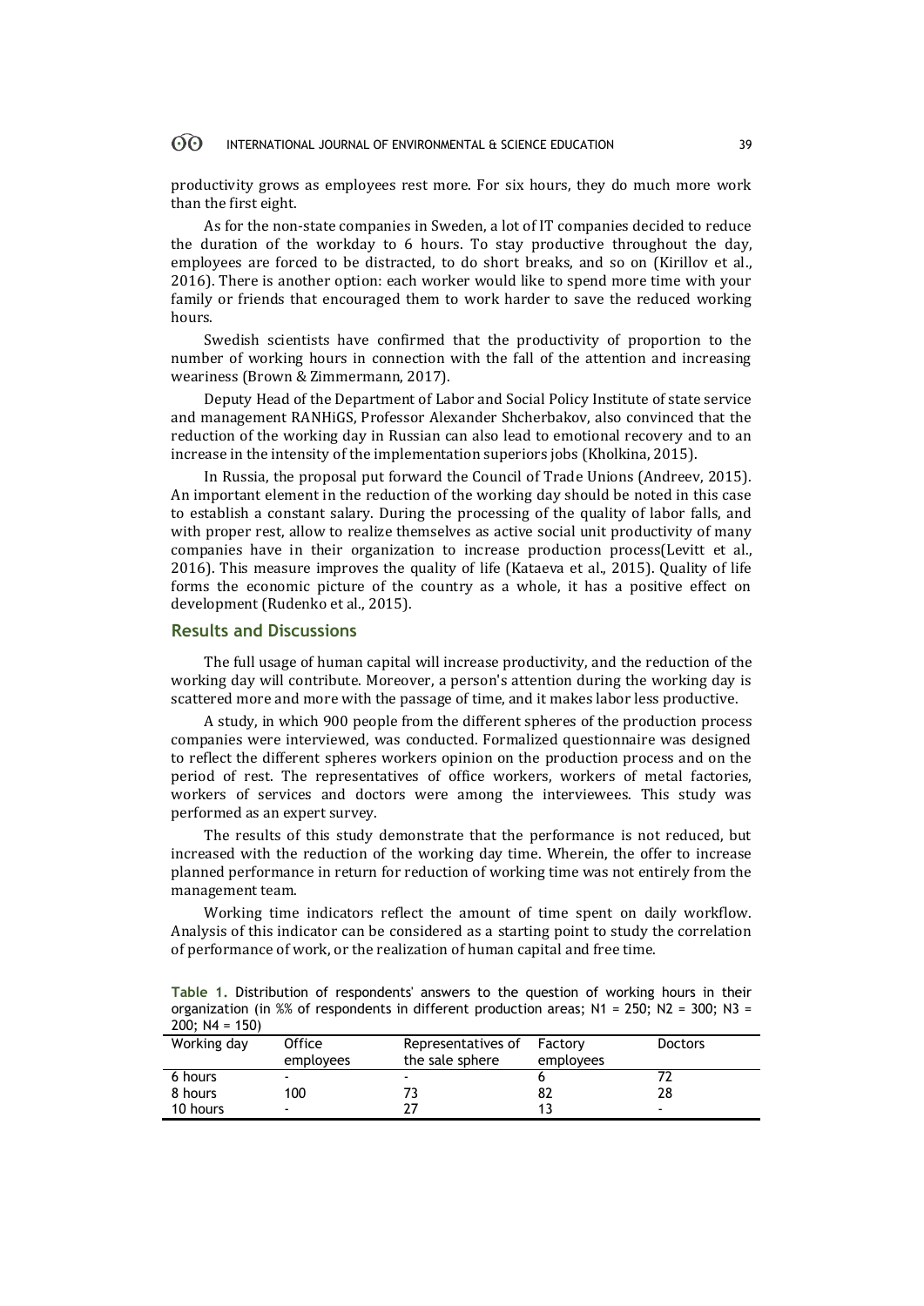productivity grows as employees rest more. For six hours, they do much more work than the first eight.

As for the non-state companies in Sweden, a lot of IT companies decided to reduce the duration of the workday to 6 hours. To stay productive throughout the day, employees are forced to be distracted, to do short breaks, and so on (Kirillov et al., 2016). There is another option: each worker would like to spend more time with your family or friends that encouraged them to work harder to save the reduced working hours.

Swedish scientists have confirmed that the productivity of proportion to the number of working hours in connection with the fall of the attention and increasing weariness (Brown & Zimmermann, 2017).

Deputy Head of the Department of Labor and Social Policy Institute of state service and management RANHiGS, Professor Alexander Shcherbakov, also convinced that the reduction of the working day in Russian can also lead to emotional recovery and to an increase in the intensity of the implementation superiors jobs (Kholkina, 2015).

In Russia, the proposal put forward the Council of Trade Unions (Andreev, 2015). An important element in the reduction of the working day should be noted in this case to establish a constant salary. During the processing of the quality of labor falls, and with proper rest, allow to realize themselves as active social unit productivity of many companies have in their organization to increase production process(Levitt et al., 2016). This measure improves the quality of life (Kataeva et al., 2015). Quality of life forms the economic picture of the country as a whole, it has a positive effect on development (Rudenko et al., 2015).

## Results and Discussions

The full usage of human capital will increase productivity, and the reduction of the working day will contribute. Moreover, a person's attention during the working day is scattered more and more with the passage of time, and it makes labor less productive.

A study, in which 900 people from the different spheres of the production process companies were interviewed, was conducted. Formalized questionnaire was designed to reflect the different spheres workers opinion on the production process and on the period of rest. The representatives of office workers, workers of metal factories, workers of services and doctors were among the interviewees. This study was performed as an expert survey.

The results of this study demonstrate that the performance is not reduced, but increased with the reduction of the working day time. Wherein, the offer to increase planned performance in return for reduction of working time was not entirely from the management team.

Working time indicators reflect the amount of time spent on daily workflow. Analysis of this indicator can be considered as a starting point to study the correlation of performance of work, or the realization of human capital and free time.

**Table 1.** Distribution of respondents' answers to the question of working hours in their organization (in %% of respondents in different production areas; N1 = 250; N2 = 300; N3 = 200; N4 = 150)

| Working day | Office employees | Representatives of the sale sphere | Factory employees | Doctors |
|---|---|---|---|---|
| 6 hours | - | - | 6 | 72 |
| 8 hours | 100 | 73 | 82 | 28 |
| 10 hours | - | 27 | 13 | - |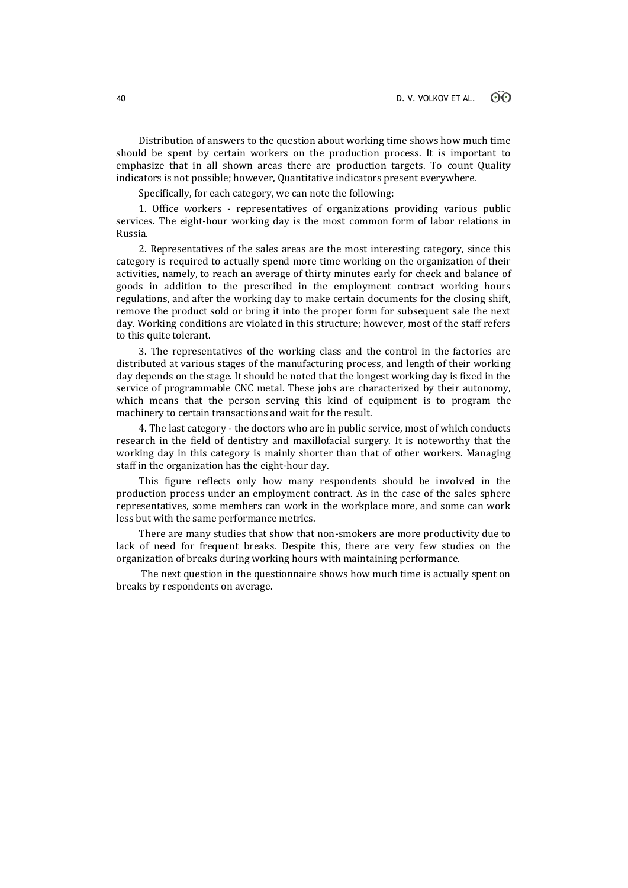Distribution of answers to the question about working time shows how much time should be spent by certain workers on the production process. It is important to emphasize that in all shown areas there are production targets. To count Quality indicators is not possible; however, Quantitative indicators present everywhere.

Specifically, for each category, we can note the following:

1. Office workers - representatives of organizations providing various public services. The eight-hour working day is the most common form of labor relations in Russia.

2. Representatives of the sales areas are the most interesting category, since this category is required to actually spend more time working on the organization of their activities, namely, to reach an average of thirty minutes early for check and balance of goods in addition to the prescribed in the employment contract working hours regulations, and after the working day to make certain documents for the closing shift, remove the product sold or bring it into the proper form for subsequent sale the next day. Working conditions are violated in this structure; however, most of the staff refers to this quite tolerant.

3. The representatives of the working class and the control in the factories are distributed at various stages of the manufacturing process, and length of their working day depends on the stage. It should be noted that the longest working day is fixed in the service of programmable CNC metal. These jobs are characterized by their autonomy, which means that the person serving this kind of equipment is to program the machinery to certain transactions and wait for the result.

4. The last category - the doctors who are in public service, most of which conducts research in the field of dentistry and maxillofacial surgery. It is noteworthy that the working day in this category is mainly shorter than that of other workers. Managing staff in the organization has the eight-hour day.

This figure reflects only how many respondents should be involved in the production process under an employment contract. As in the case of the sales sphere representatives, some members can work in the workplace more, and some can work less but with the same performance metrics.

There are many studies that show that non-smokers are more productivity due to lack of need for frequent breaks. Despite this, there are very few studies on the organization of breaks during working hours with maintaining performance.

The next question in the questionnaire shows how much time is actually spent on breaks by respondents on average.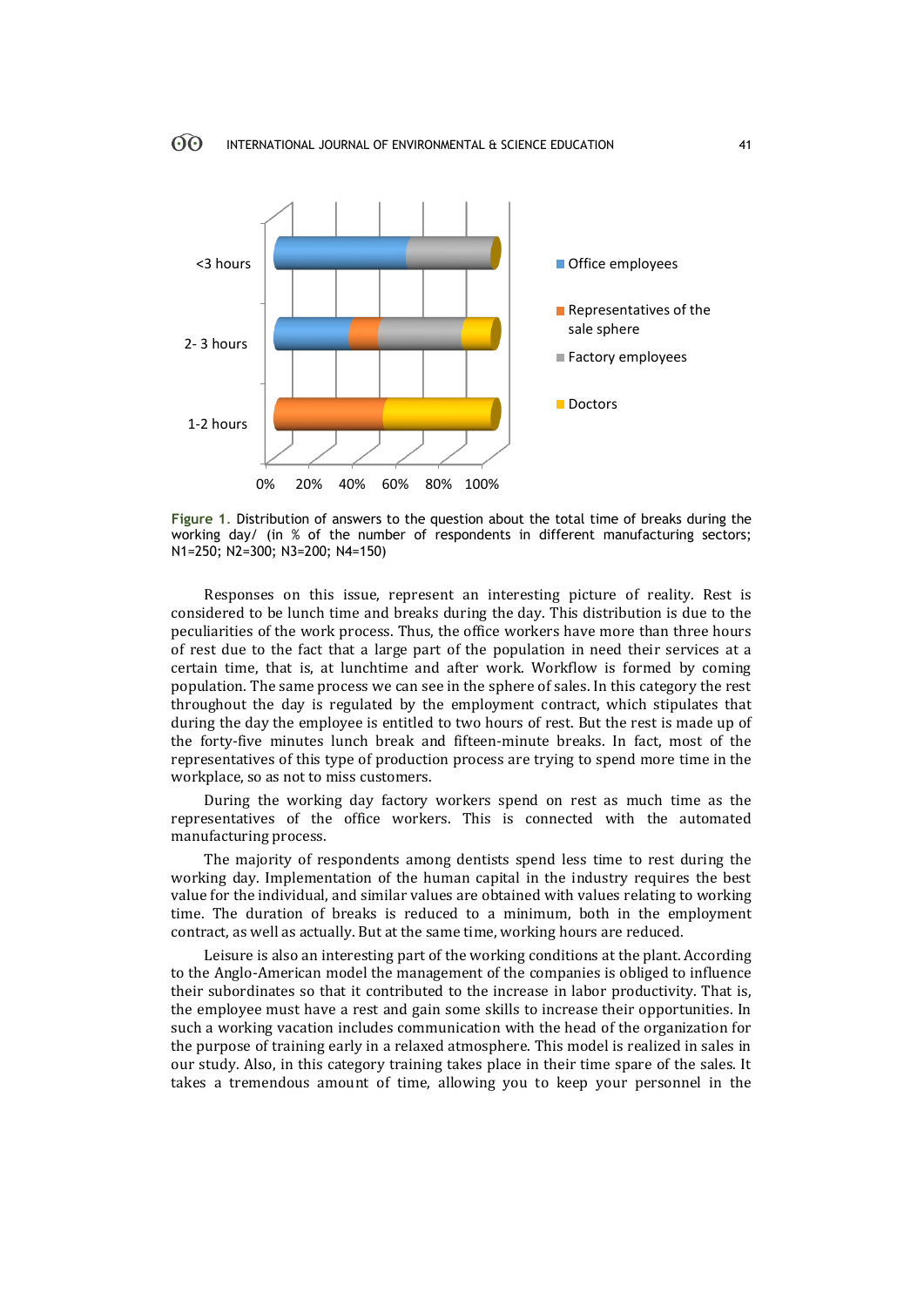**Figure 1.** Distribution of answers to the question about the total time of breaks during the working day/ (in % of the number of respondents in different manufacturing sectors; N1=250; N2=300; N3=200; N4=150)

Responses on this issue, represent an interesting picture of reality. Rest is considered to be lunch time and breaks during the day. This distribution is due to the peculiarities of the work process. Thus, the office workers have more than three hours of rest due to the fact that a large part of the population in need their services at a certain time, that is, at lunchtime and after work. Workflow is formed by coming population. The same process we can see in the sphere of sales. In this category the rest throughout the day is regulated by the employment contract, which stipulates that during the day the employee is entitled to two hours of rest. But the rest is made up of the forty-five minutes lunch break and fifteen-minute breaks. In fact, most of the representatives of this type of production process are trying to spend more time in the workplace, so as not to miss customers.

During the working day factory workers spend on rest as much time as the representatives of the office workers. This is connected with the automated manufacturing process.

The majority of respondents among dentists spend less time to rest during the working day. Implementation of the human capital in the industry requires the best value for the individual, and similar values are obtained with values relating to working time. The duration of breaks is reduced to a minimum, both in the employment contract, as well as actually. But at the same time, working hours are reduced.

Leisure is also an interesting part of the working conditions at the plant. According to the Anglo-American model the management of the companies is obliged to influence their subordinates so that it contributed to the increase in labor productivity. That is, the employee must have a rest and gain some skills to increase their opportunities. In such a working vacation includes communication with the head of the organization for the purpose of training early in a relaxed atmosphere. This model is realized in sales in our study. Also, in this category training takes place in their time spare of the sales. It takes a tremendous amount of time, allowing you to keep your personnel in the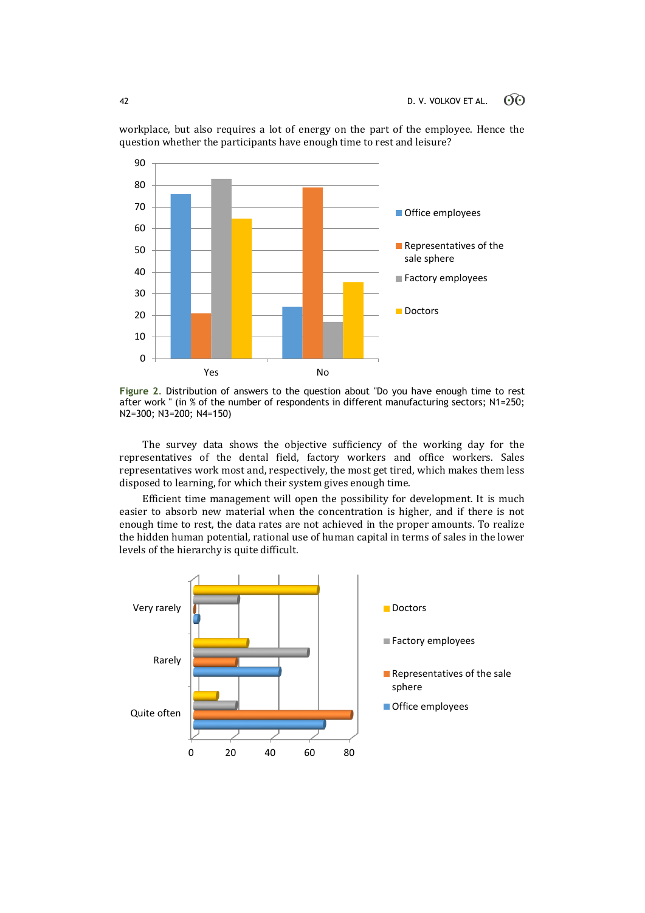workplace, but also requires a lot of energy on the part of the employee. Hence the question whether the participants have enough time to rest and leisure?

**Figure 2.** Distribution of answers to the question about "Do you have enough time to rest after work " (in % of the number of respondents in different manufacturing sectors; N1=250; N2=300; N3=200; N4=150)

The survey data shows the objective sufficiency of the working day for the representatives of the dental field, factory workers and office workers. Sales representatives work most and, respectively, the most get tired, which makes them less disposed to learning, for which their system gives enough time.

Efficient time management will open the possibility for development. It is much easier to absorb new material when the concentration is higher, and if there is not enough time to rest, the data rates are not achieved in the proper amounts. To realize the hidden human potential, rational use of human capital in terms of sales in the lower levels of the hierarchy is quite difficult.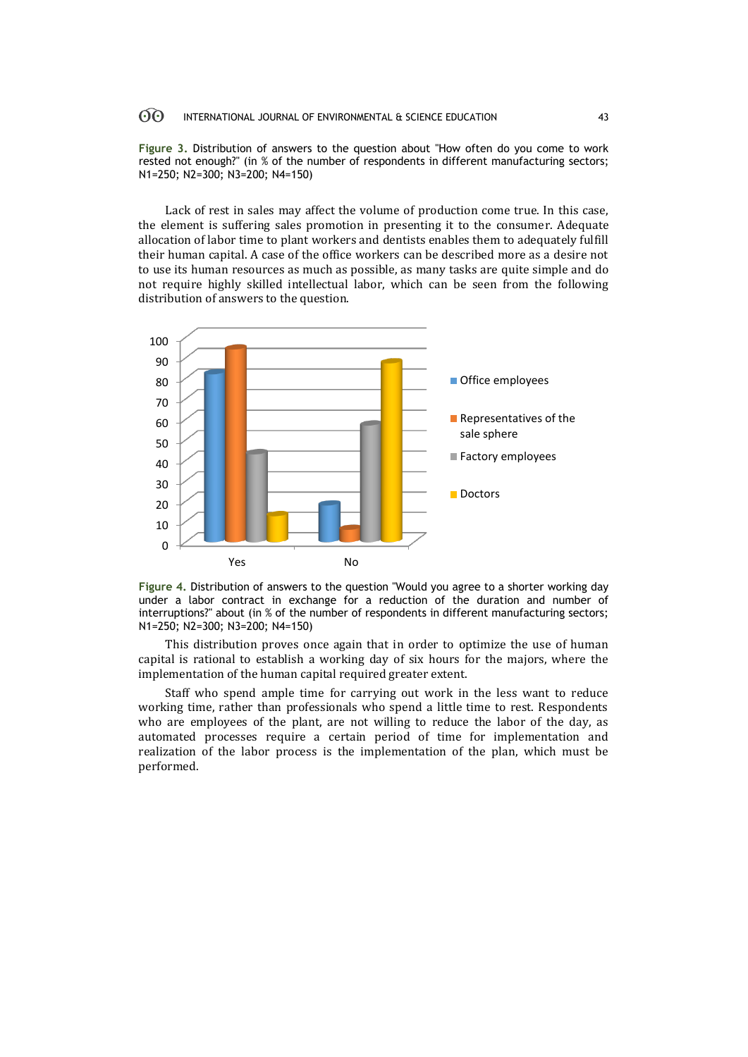**Figure 3.** Distribution of answers to the question about "How often do you come to work rested not enough?" (in % of the number of respondents in different manufacturing sectors; N1=250; N2=300; N3=200; N4=150)

Lack of rest in sales may affect the volume of production come true. In this case, the element is suffering sales promotion in presenting it to the consumer. Adequate allocation of labor time to plant workers and dentists enables them to adequately fulfill their human capital. A case of the office workers can be described more as a desire not to use its human resources as much as possible, as many tasks are quite simple and do not require highly skilled intellectual labor, which can be seen from the following distribution of answers to the question.

**Figure 4.** Distribution of answers to the question "Would you agree to a shorter working day under a labor contract in exchange for a reduction of the duration and number of interruptions?" about (in % of the number of respondents in different manufacturing sectors; N1=250; N2=300; N3=200; N4=150)

This distribution proves once again that in order to optimize the use of human capital is rational to establish a working day of six hours for the majors, where the implementation of the human capital required greater extent.

Staff who spend ample time for carrying out work in the less want to reduce working time, rather than professionals who spend a little time to rest. Respondents who are employees of the plant, are not willing to reduce the labor of the day, as automated processes require a certain period of time for implementation and realization of the labor process is the implementation of the plan, which must be performed.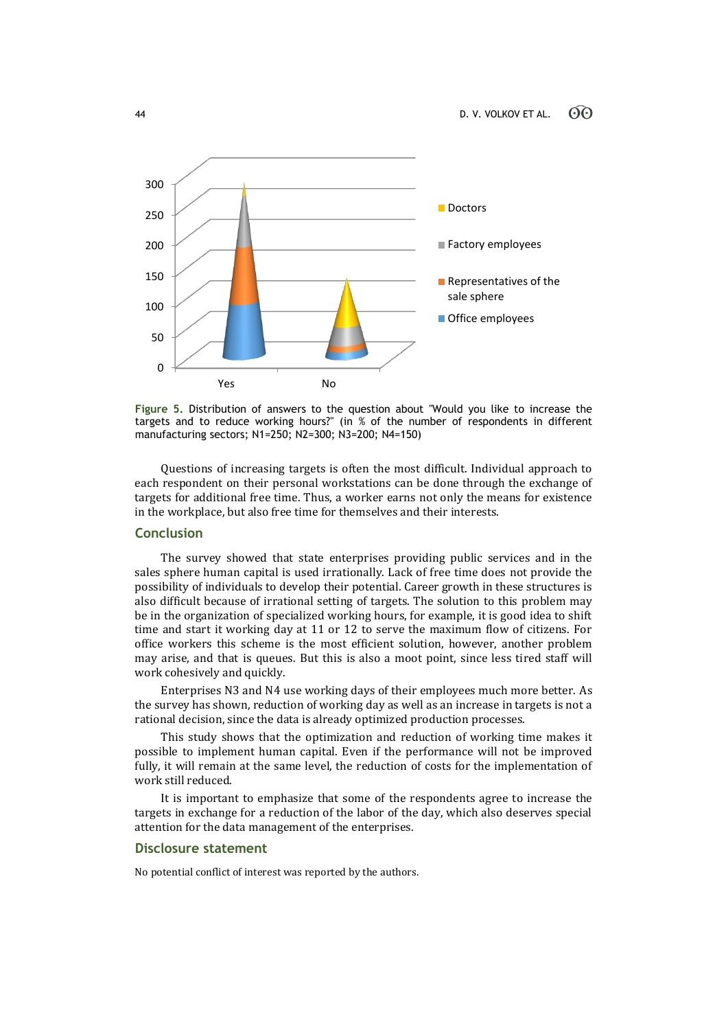Figure 5. Distribution of answers to the question about "Would you like to increase the targets and to reduce working hours?" (in % of the number of respondents in different manufacturing sectors; N1=250; N2=300; N3=200; N4=150)

Questions of increasing targets is often the most difficult. Individual approach to each respondent on their personal workstations can be done through the exchange of targets for additional free time. Thus, a worker earns not only the means for existence in the workplace, but also free time for themselves and their interests.

## Conclusion

The survey showed that state enterprises providing public services and in the sales sphere human capital is used irrationally. Lack of free time does not provide the possibility of individuals to develop their potential. Career growth in these structures is also difficult because of irrational setting of targets. The solution to this problem may be in the organization of specialized working hours, for example, it is good idea to shift time and start it working day at 11 or 12 to serve the maximum flow of citizens. For office workers this scheme is the most efficient solution, however, another problem may arise, and that is queues. But this is also a moot point, since less tired staff will work cohesively and quickly.

Enterprises N3 and N4 use working days of their employees much more better. As the survey has shown, reduction of working day as well as an increase in targets is not a rational decision, since the data is already optimized production processes.

This study shows that the optimization and reduction of working time makes it possible to implement human capital. Even if the performance will not be improved fully, it will remain at the same level, the reduction of costs for the implementation of work still reduced.

It is important to emphasize that some of the respondents agree to increase the targets in exchange for a reduction of the labor of the day, which also deserves special attention for the data management of the enterprises.

## Disclosure statement

No potential conflict of interest was reported by the authors.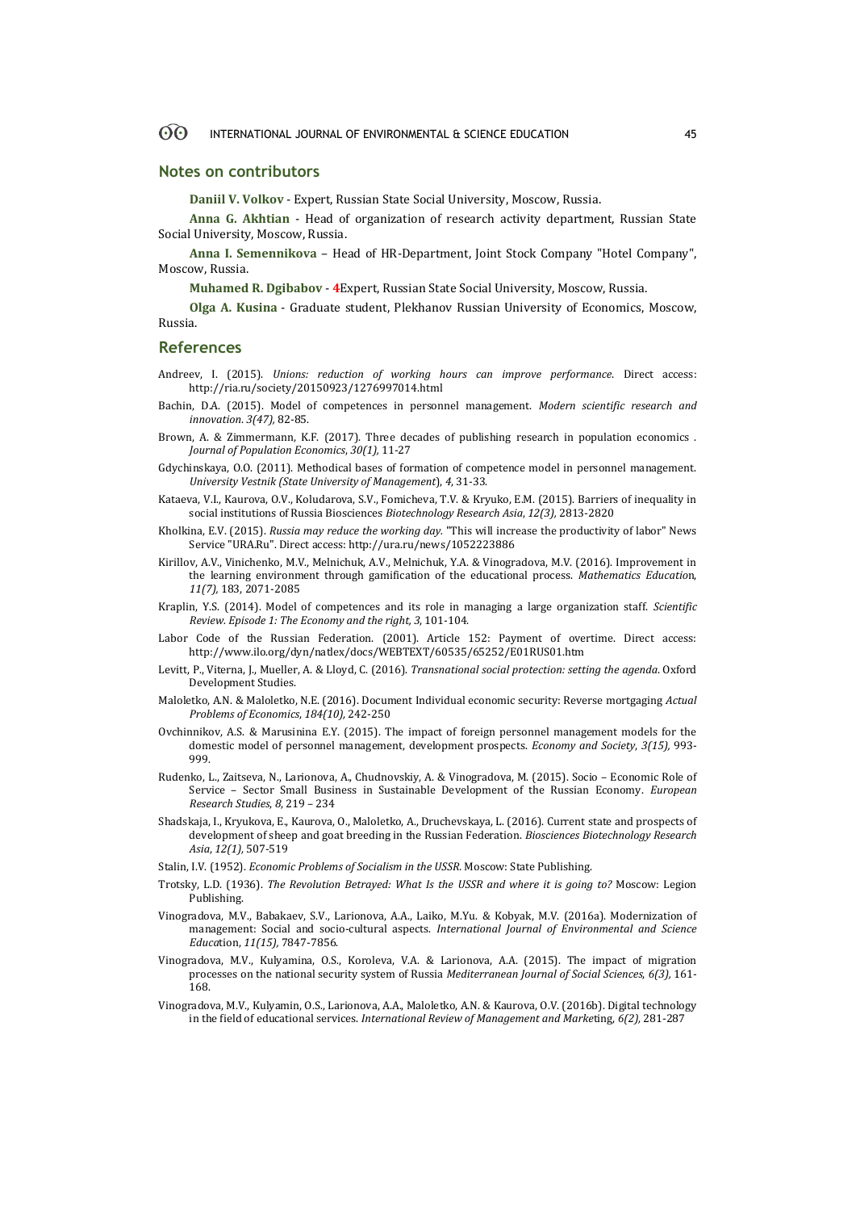## Notes on contributors

**Daniil V. Volkov** - Expert, Russian State Social University, Moscow, Russia.

**Anna G. Akhtian** - Head of organization of research activity department, Russian State Social University, Moscow, Russia.

**Anna I. Semennikova** – Head of HR-Department, Joint Stock Company "Hotel Company", Moscow, Russia.

**Muhamed R. Dgibabov** - 4Expert, Russian State Social University, Moscow, Russia.

**Olga A. Kusina** - Graduate student, Plekhanov Russian University of Economics, Moscow, Russia.

## References

Andreev, I. (2015). *Unions: reduction of working hours can improve performance*. Direct access: http://ria.ru/society/20150923/1276997014.html

Bachin, D.A. (2015). Model of competences in personnel management. *Modern scientific research and innovation*. *3(47),* 82-85.

Brown, A. & Zimmermann, K.F. (2017). Three decades of publishing research in population economics . *Journal of Population Economics*, *30(1)*, 11-27

Gdychinskaya, O.O. (2011). Methodical bases of formation of competence model in personnel management. *University Vestnik (State University of Management*), *4*, 31-33.

Kataeva, V.I., Kaurova, O.V., Koludarova, S.V., Fomicheva, T.V. & Kryuko, E.M. (2015). Barriers of inequality in social institutions of Russia Biosciences *Biotechnology Research Asia*, *12(3)*, 2813-2820

Kholkina, E.V. (2015). *Russia may reduce the working day.* "This will increase the productivity of labor" News Service "URA.Ru". Direct access: http://ura.ru/news/1052223886

Kirillov, A.V., Vinichenko, M.V., Melnichuk, A.V., Melnichuk, Y.A. & Vinogradova, M.V. (2016). Improvement in the learning environment through gamification of the educational process. *Mathematics Education*, *11(7),* 183, 2071-2085

Kraplin, Y.S. (2014). Model of competences and its role in managing a large organization staff. *Scientific Review. Episode 1: The Economy and the right, 3*, 101-104.

Labor Code of the Russian Federation. (2001). Article 152: Payment of overtime. Direct access: http://www.ilo.org/dyn/natlex/docs/WEBTEXT/60535/65252/E01RUS01.htm

Levitt, P., Viterna, J., Mueller, A. & Lloyd, C. (2016). *Transnational social protection: setting the agenda*. Oxford Development Studies.

Maloletko, A.N. & Maloletko, N.E. (2016). Document Individual economic security: Reverse mortgaging *Actual Problems of Economics*, *184(10),* 242-250

Ovchinnikov, A.S. & Marusinina E.Y. (2015). The impact of foreign personnel management models for the domestic model of personnel management, development prospects. *Economy and Society*, *3(15),* 993-999.

Rudenko, L., Zaitseva, N., Larionova, A., Chudnovskiy, A. & Vinogradova, M. (2015). Socio – Economic Role of Service – Sector Small Business in Sustainable Development of the Russian Economy. *European Research Studies*, *8*, 219 – 234

Shadskaja, I., Kryukova, E., Kaurova, O., Maloletko, A., Druchevskaya, L. (2016). Current state and prospects of development of sheep and goat breeding in the Russian Federation. *Biosciences Biotechnology Research Asia*, *12(1),* 507-519

Stalin, I.V. (1952). *Economic Problems of Socialism in the USSR*. Moscow: State Publishing.

Trotsky, L.D. (1936). *The Revolution Betrayed: What Is the USSR and where it is going to?* Moscow: Legion Publishing.

Vinogradova, M.V., Babakaev, S.V., Larionova, A.A., Laiko, M.Yu. & Kobyak, M.V. (2016a). Modernization of management: Social and socio-cultural aspects. *International Journal of Environmental and Science Education*, *11(15),* 7847-7856.

Vinogradova, M.V., Kulyamina, O.S., Koroleva, V.A. & Larionova, A.A. (2015). The impact of migration processes on the national security system of Russia *Mediterranean Journal of Social Sciences*, *6(3),* 161-168.

Vinogradova, M.V., Kulyamin, O.S., Larionova, A.A., Maloletko, A.N. & Kaurova, O.V. (2016b). Digital technology in the field of educational services. *International Review of Management and Marketing*, *6(2),* 281-287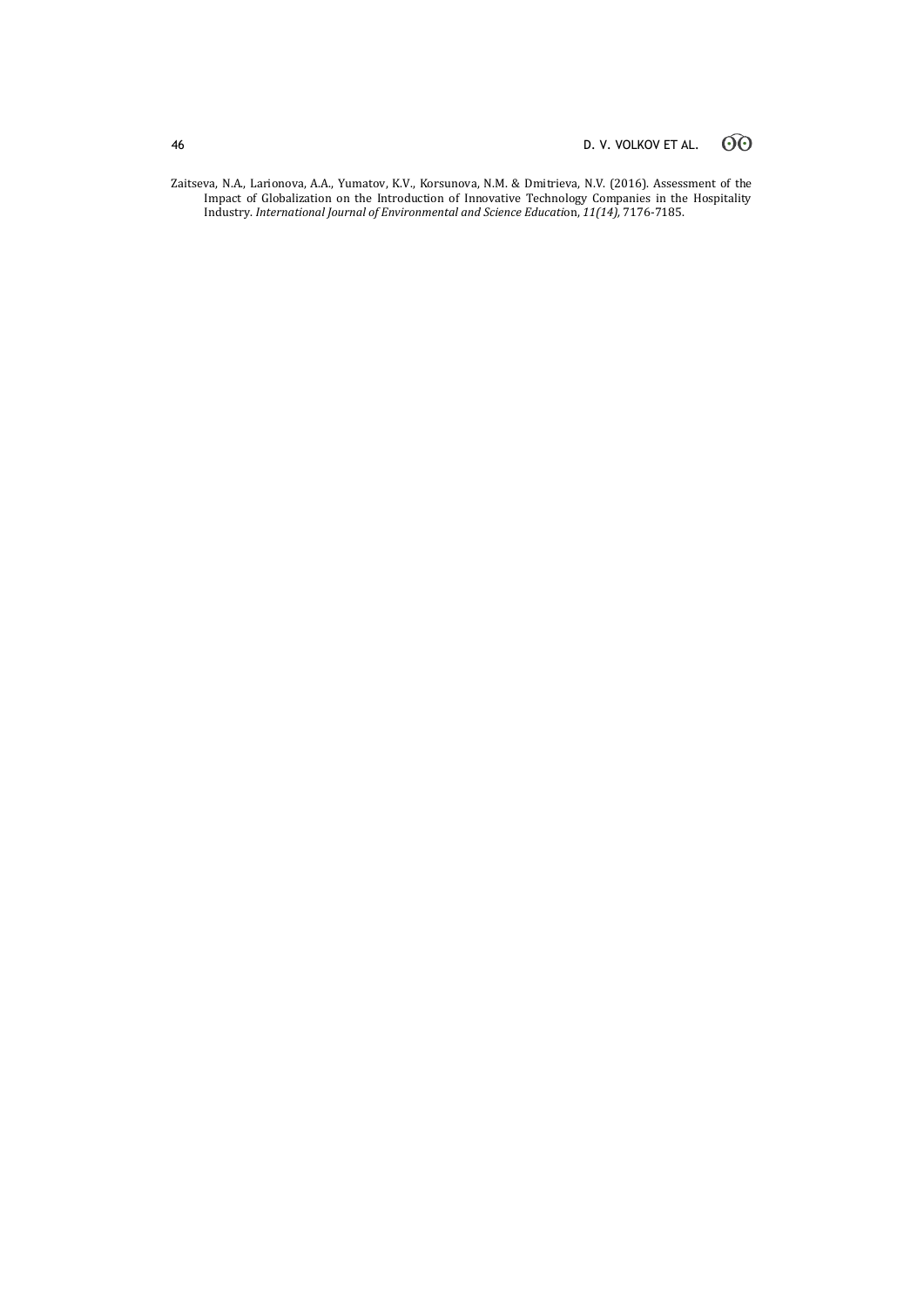Zaitseva, N.A., Larionova, A.A., Yumatov, K.V., Korsunova, N.M. & Dmitrieva, N.V. (2016). Assessment of the Impact of Globalization on the Introduction of Innovative Technology Companies in the Hospitality Industry. *International Journal of Environmental and Science Education*, *11(14)*, 7176-7185.